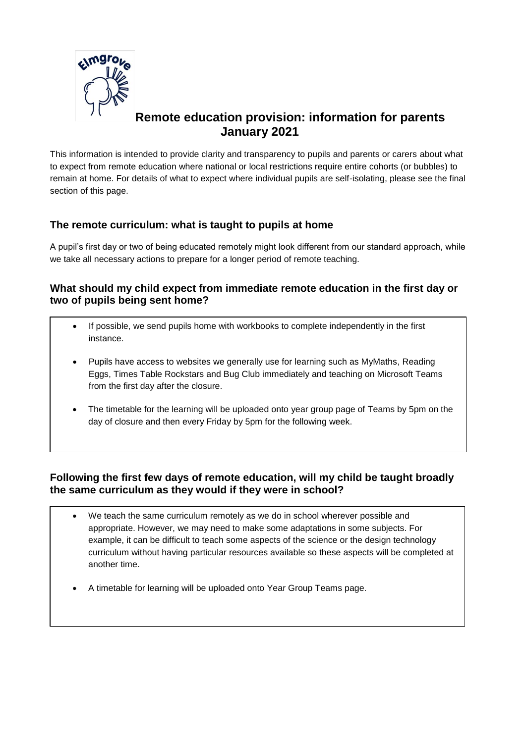# Remote education provision: information for parents January 2021

This information is intended to provide clarity and transparency to pupils and parents or carers about what to expect from remote education where national or local restrictions require entire cohorts (or bubbles) to remain at home. For details of what to expect where individual pupils are self-isolating, please see the final section of this page.

## The remote curriculum: what is taught to pupils at home

A pupil's first day or two of being educated remotely might look different from our standard approach, while we take all necessary actions to prepare for a longer period of remote teaching.

### What should my child expect from immediate remote education in the first day or two of pupils being sent home?

- If possible, we send pupils home with workbooks to complete independently in the first instance.
- Pupils have access to websites we generally use for learning such as MyMaths, Reading Eggs, Times Table Rockstars and Bug Club immediately and teaching on Microsoft Teams from the first day after the closure.
- The timetable for the learning will be uploaded onto year group page of Teams by 5pm on the day of closure and then every Friday by 5pm for the following week.

### Following the first few days of remote education, will my child be taught broadly the same curriculum as they would if they were in school?

- We teach the same curriculum remotely as we do in school wherever possible and appropriate. However, we may need to make some adaptations in some subjects. For example, it can be difficult to teach some aspects of the science or the design technology curriculum without having particular resources available so these aspects will be completed at another time.
- A timetable for learning will be uploaded onto Year Group Teams page.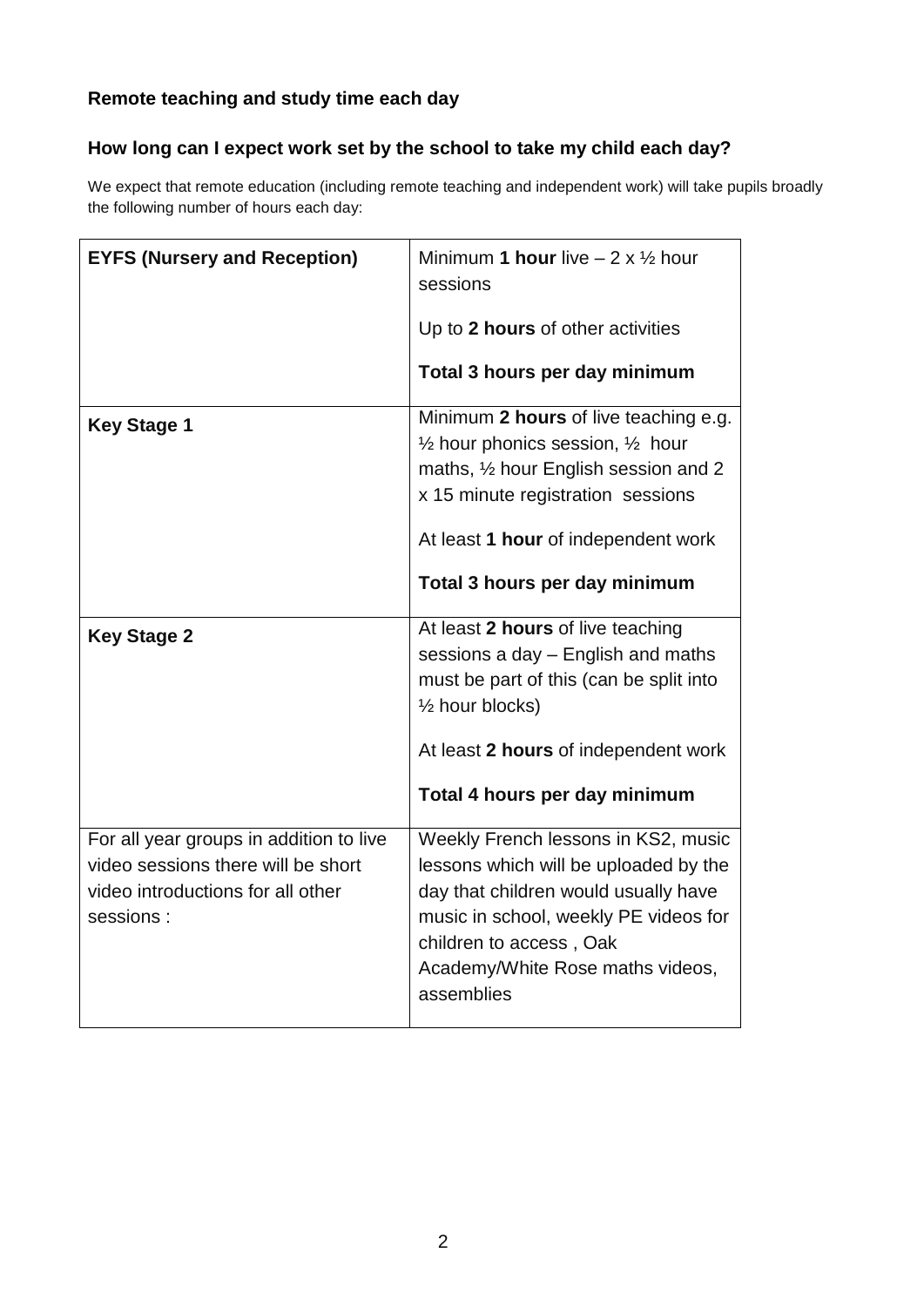### Remote teaching and study time each day

### How long can I expect work set by the school to take my child each day?

We expect that remote education (including remote teaching and independent work) will take pupils broadly the following number of hours each day:

| | |
|---|---|
| **EYFS (Nursery and Reception)** | Minimum **1 hour** live – 2 x ½ hour sessions<br><br>Up to **2 hours** of other activities<br><br>**Total 3 hours per day minimum** |
| **Key Stage 1** | Minimum **2 hours** of live teaching e.g. ½ hour phonics session, ½ hour maths, ½ hour English session and 2 x 15 minute registration sessions<br><br>At least **1 hour** of independent work<br><br>**Total 3 hours per day minimum** |
| **Key Stage 2** | At least **2 hours** of live teaching sessions a day – English and maths must be part of this (can be split into ½ hour blocks)<br><br>At least **2 hours** of independent work<br><br>**Total 4 hours per day minimum** |
| For all year groups in addition to live video sessions there will be short video introductions for all other sessions : | Weekly French lessons in KS2, music lessons which will be uploaded by the day that children would usually have music in school, weekly PE videos for children to access , Oak Academy/White Rose maths videos, assemblies |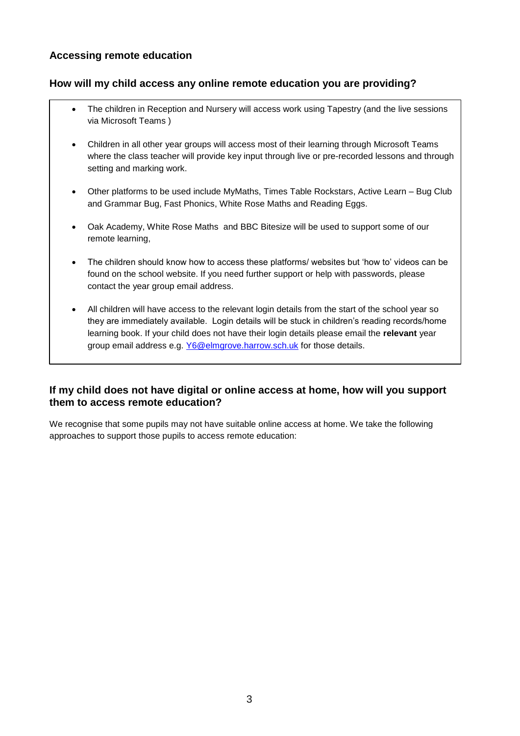## Accessing remote education

### How will my child access any online remote education you are providing?

- The children in Reception and Nursery will access work using Tapestry (and the live sessions via Microsoft Teams )
- Children in all other year groups will access most of their learning through Microsoft Teams where the class teacher will provide key input through live or pre-recorded lessons and through setting and marking work.
- Other platforms to be used include MyMaths, Times Table Rockstars, Active Learn – Bug Club and Grammar Bug, Fast Phonics, White Rose Maths and Reading Eggs.
- Oak Academy, White Rose Maths and BBC Bitesize will be used to support some of our remote learning,
- The children should know how to access these platforms/ websites but 'how to' videos can be found on the school website. If you need further support or help with passwords, please contact the year group email address.
- All children will have access to the relevant login details from the start of the school year so they are immediately available. Login details will be stuck in children's reading records/home learning book. If your child does not have their login details please email the **relevant** year group email address e.g. Y6@elmgrove.harrow.sch.uk for those details.

### If my child does not have digital or online access at home, how will you support them to access remote education?

We recognise that some pupils may not have suitable online access at home. We take the following approaches to support those pupils to access remote education: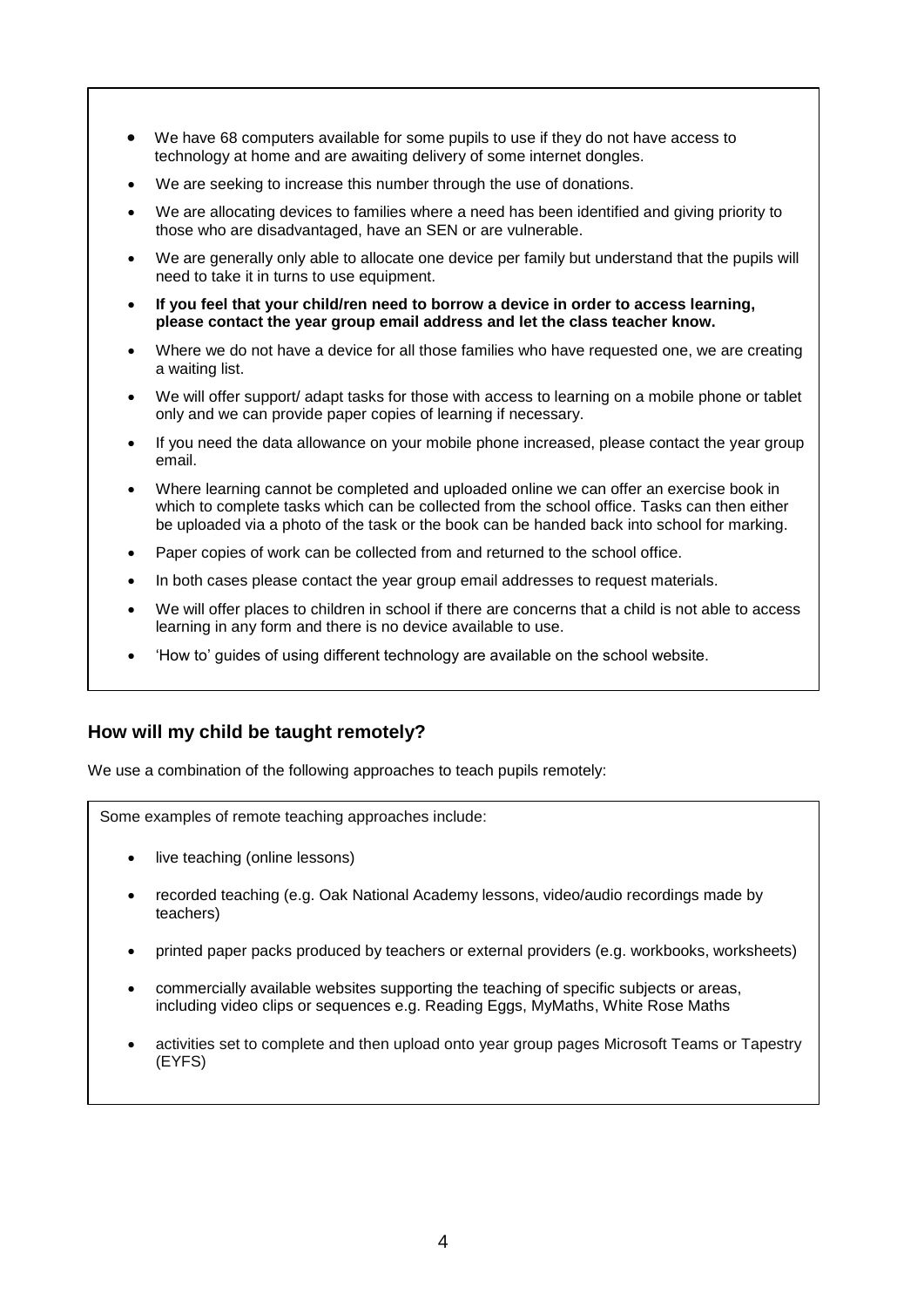- We have 68 computers available for some pupils to use if they do not have access to technology at home and are awaiting delivery of some internet dongles.
- We are seeking to increase this number through the use of donations.
- We are allocating devices to families where a need has been identified and giving priority to those who are disadvantaged, have an SEN or are vulnerable.
- We are generally only able to allocate one device per family but understand that the pupils will need to take it in turns to use equipment.
- **If you feel that your child/ren need to borrow a device in order to access learning, please contact the year group email address and let the class teacher know.**
- Where we do not have a device for all those families who have requested one, we are creating a waiting list.
- We will offer support/ adapt tasks for those with access to learning on a mobile phone or tablet only and we can provide paper copies of learning if necessary.
- If you need the data allowance on your mobile phone increased, please contact the year group email.
- Where learning cannot be completed and uploaded online we can offer an exercise book in which to complete tasks which can be collected from the school office. Tasks can then either be uploaded via a photo of the task or the book can be handed back into school for marking.
- Paper copies of work can be collected from and returned to the school office.
- In both cases please contact the year group email addresses to request materials.
- We will offer places to children in school if there are concerns that a child is not able to access learning in any form and there is no device available to use.
- 'How to' guides of using different technology are available on the school website.

## How will my child be taught remotely?

We use a combination of the following approaches to teach pupils remotely:

Some examples of remote teaching approaches include:

- live teaching (online lessons)
- recorded teaching (e.g. Oak National Academy lessons, video/audio recordings made by teachers)
- printed paper packs produced by teachers or external providers (e.g. workbooks, worksheets)
- commercially available websites supporting the teaching of specific subjects or areas, including video clips or sequences e.g. Reading Eggs, MyMaths, White Rose Maths
- activities set to complete and then upload onto year group pages Microsoft Teams or Tapestry (EYFS)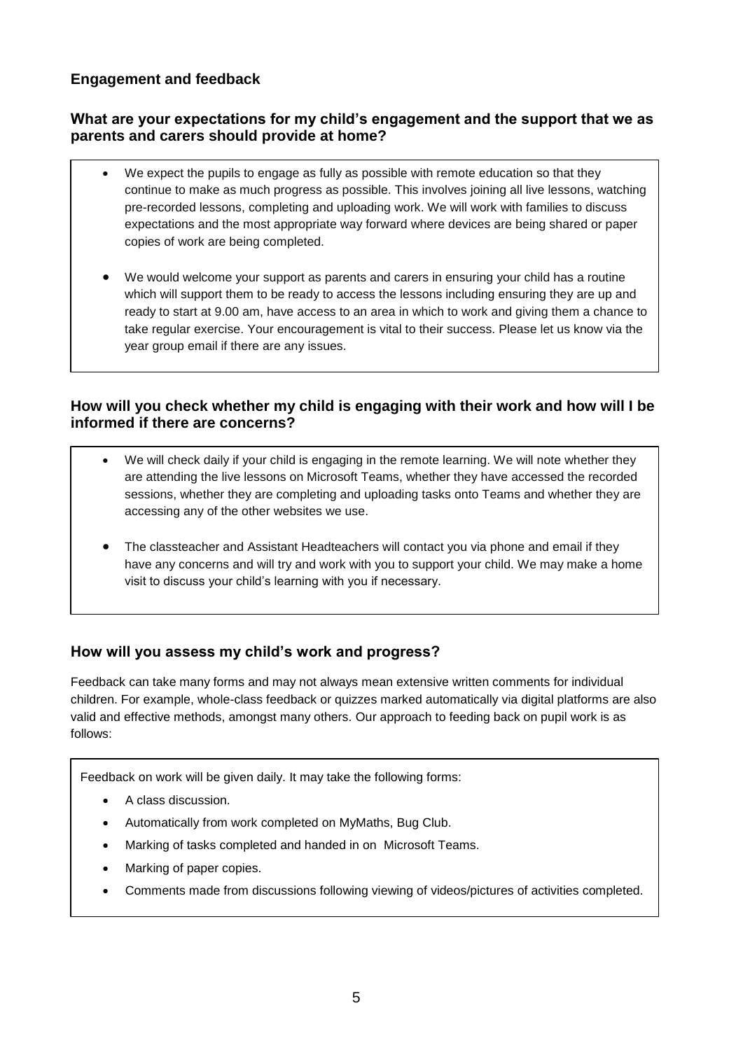### Engagement and feedback

#### What are your expectations for my child's engagement and the support that we as parents and carers should provide at home?

- We expect the pupils to engage as fully as possible with remote education so that they continue to make as much progress as possible. This involves joining all live lessons, watching pre-recorded lessons, completing and uploading work. We will work with families to discuss expectations and the most appropriate way forward where devices are being shared or paper copies of work are being completed.
- We would welcome your support as parents and carers in ensuring your child has a routine which will support them to be ready to access the lessons including ensuring they are up and ready to start at 9.00 am, have access to an area in which to work and giving them a chance to take regular exercise. Your encouragement is vital to their success. Please let us know via the year group email if there are any issues.

#### How will you check whether my child is engaging with their work and how will I be informed if there are concerns?

- We will check daily if your child is engaging in the remote learning. We will note whether they are attending the live lessons on Microsoft Teams, whether they have accessed the recorded sessions, whether they are completing and uploading tasks onto Teams and whether they are accessing any of the other websites we use.
- The classteacher and Assistant Headteachers will contact you via phone and email if they have any concerns and will try and work with you to support your child. We may make a home visit to discuss your child's learning with you if necessary.

### How will you assess my child's work and progress?

Feedback can take many forms and may not always mean extensive written comments for individual children. For example, whole-class feedback or quizzes marked automatically via digital platforms are also valid and effective methods, amongst many others. Our approach to feeding back on pupil work is as follows:

Feedback on work will be given daily. It may take the following forms:

- A class discussion.
- Automatically from work completed on MyMaths, Bug Club.
- Marking of tasks completed and handed in on Microsoft Teams.
- Marking of paper copies.
- Comments made from discussions following viewing of videos/pictures of activities completed.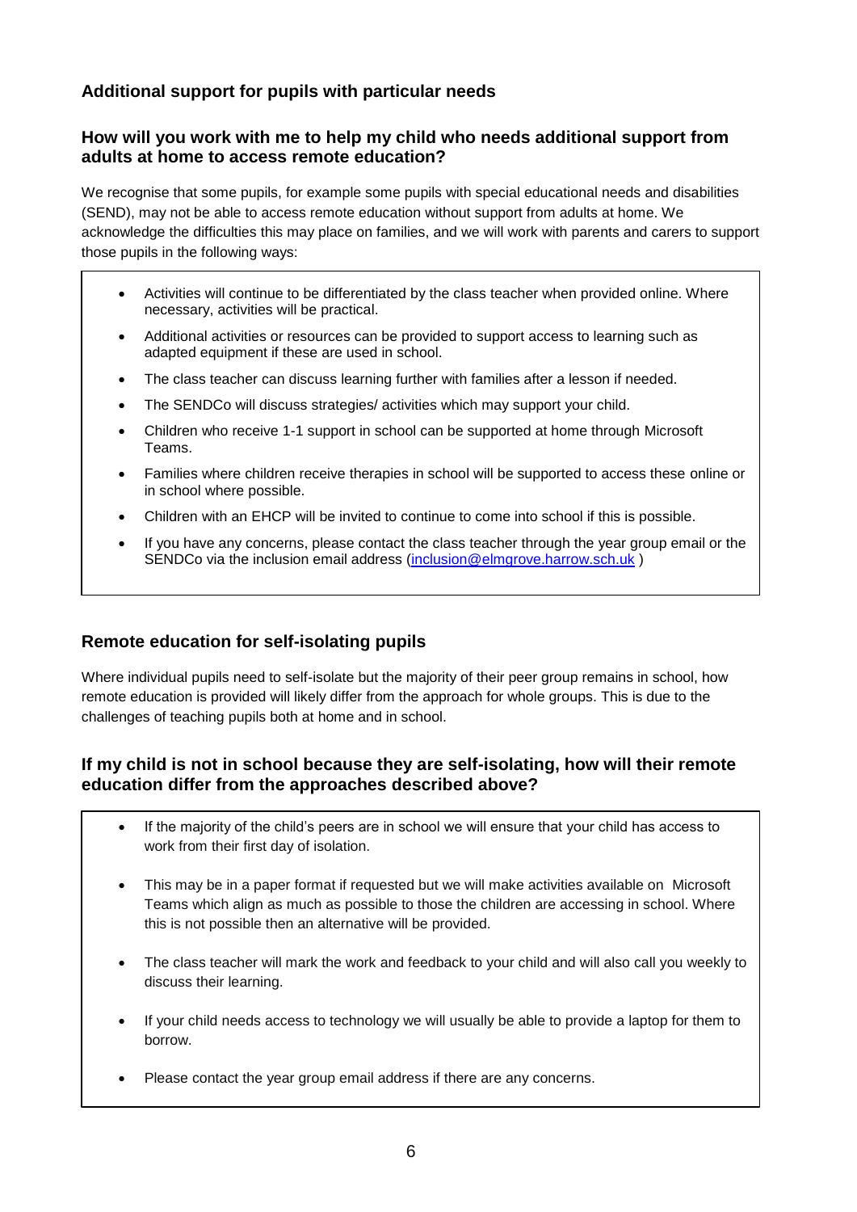## Additional support for pupils with particular needs

### How will you work with me to help my child who needs additional support from adults at home to access remote education?

We recognise that some pupils, for example some pupils with special educational needs and disabilities (SEND), may not be able to access remote education without support from adults at home. We acknowledge the difficulties this may place on families, and we will work with parents and carers to support those pupils in the following ways:

- Activities will continue to be differentiated by the class teacher when provided online. Where necessary, activities will be practical.
- Additional activities or resources can be provided to support access to learning such as adapted equipment if these are used in school.
- The class teacher can discuss learning further with families after a lesson if needed.
- The SENDCo will discuss strategies/ activities which may support your child.
- Children who receive 1-1 support in school can be supported at home through Microsoft Teams.
- Families where children receive therapies in school will be supported to access these online or in school where possible.
- Children with an EHCP will be invited to continue to come into school if this is possible.
- If you have any concerns, please contact the class teacher through the year group email or the SENDCo via the inclusion email address (inclusion@elmgrove.harrow.sch.uk )

## Remote education for self-isolating pupils

Where individual pupils need to self-isolate but the majority of their peer group remains in school, how remote education is provided will likely differ from the approach for whole groups. This is due to the challenges of teaching pupils both at home and in school.

### If my child is not in school because they are self-isolating, how will their remote education differ from the approaches described above?

- If the majority of the child's peers are in school we will ensure that your child has access to work from their first day of isolation.
- This may be in a paper format if requested but we will make activities available on Microsoft Teams which align as much as possible to those the children are accessing in school. Where this is not possible then an alternative will be provided.
- The class teacher will mark the work and feedback to your child and will also call you weekly to discuss their learning.
- If your child needs access to technology we will usually be able to provide a laptop for them to borrow.
- Please contact the year group email address if there are any concerns.